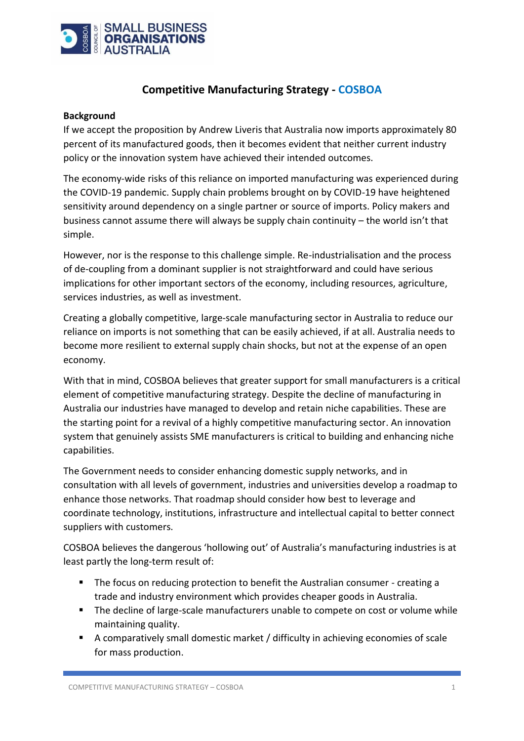SMALL BUSINESS ORGANISATIONS AUSTRALIA

# Competitive Manufacturing Strategy - COSBOA

**Background**

If we accept the proposition by Andrew Liveris that Australia now imports approximately 80 percent of its manufactured goods, then it becomes evident that neither current industry policy or the innovation system have achieved their intended outcomes.

The economy-wide risks of this reliance on imported manufacturing was experienced during the COVID-19 pandemic. Supply chain problems brought on by COVID-19 have heightened sensitivity around dependency on a single partner or source of imports. Policy makers and business cannot assume there will always be supply chain continuity – the world isn't that simple.

However, nor is the response to this challenge simple. Re-industrialisation and the process of de-coupling from a dominant supplier is not straightforward and could have serious implications for other important sectors of the economy, including resources, agriculture, services industries, as well as investment.

Creating a globally competitive, large-scale manufacturing sector in Australia to reduce our reliance on imports is not something that can be easily achieved, if at all. Australia needs to become more resilient to external supply chain shocks, but not at the expense of an open economy.

With that in mind, COSBOA believes that greater support for small manufacturers is a critical element of competitive manufacturing strategy. Despite the decline of manufacturing in Australia our industries have managed to develop and retain niche capabilities. These are the starting point for a revival of a highly competitive manufacturing sector. An innovation system that genuinely assists SME manufacturers is critical to building and enhancing niche capabilities.

The Government needs to consider enhancing domestic supply networks, and in consultation with all levels of government, industries and universities develop a roadmap to enhance those networks. That roadmap should consider how best to leverage and coordinate technology, institutions, infrastructure and intellectual capital to better connect suppliers with customers.

COSBOA believes the dangerous 'hollowing out' of Australia's manufacturing industries is at least partly the long-term result of:

- The focus on reducing protection to benefit the Australian consumer - creating a trade and industry environment which provides cheaper goods in Australia.
- The decline of large-scale manufacturers unable to compete on cost or volume while maintaining quality.
- A comparatively small domestic market / difficulty in achieving economies of scale for mass production.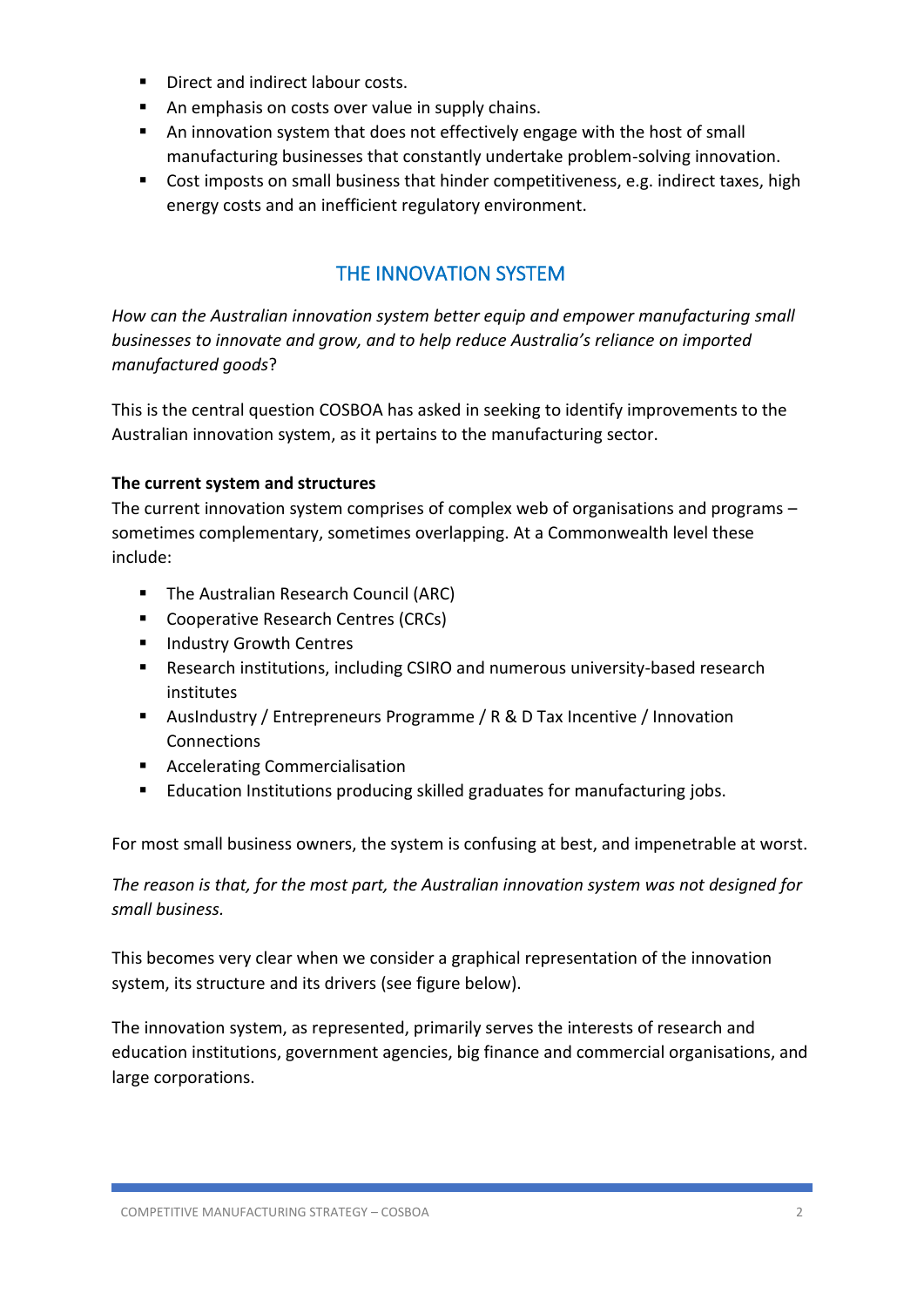- Direct and indirect labour costs.
- An emphasis on costs over value in supply chains.
- An innovation system that does not effectively engage with the host of small manufacturing businesses that constantly undertake problem-solving innovation.
- Cost imposts on small business that hinder competitiveness, e.g. indirect taxes, high energy costs and an inefficient regulatory environment.

## THE INNOVATION SYSTEM

*How can the Australian innovation system better equip and empower manufacturing small businesses to innovate and grow, and to help reduce Australia's reliance on imported manufactured goods*?

This is the central question COSBOA has asked in seeking to identify improvements to the Australian innovation system, as it pertains to the manufacturing sector.

**The current system and structures**

The current innovation system comprises of complex web of organisations and programs – sometimes complementary, sometimes overlapping. At a Commonwealth level these include:

- The Australian Research Council (ARC)
- Cooperative Research Centres (CRCs)
- Industry Growth Centres
- Research institutions, including CSIRO and numerous university-based research institutes
- AusIndustry / Entrepreneurs Programme / R & D Tax Incentive / Innovation Connections
- Accelerating Commercialisation
- Education Institutions producing skilled graduates for manufacturing jobs.

For most small business owners, the system is confusing at best, and impenetrable at worst.

*The reason is that, for the most part, the Australian innovation system was not designed for small business.*

This becomes very clear when we consider a graphical representation of the innovation system, its structure and its drivers (see figure below).

The innovation system, as represented, primarily serves the interests of research and education institutions, government agencies, big finance and commercial organisations, and large corporations.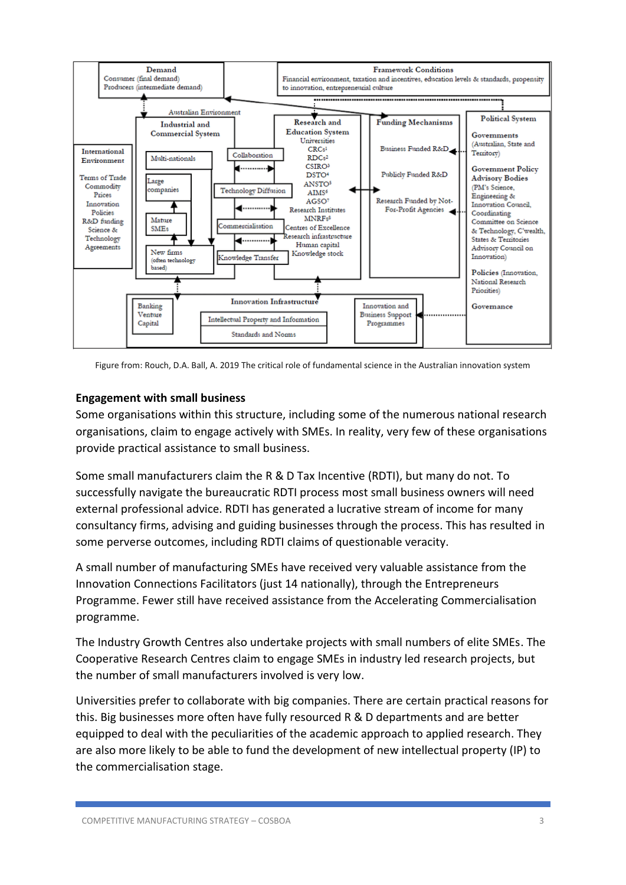Figure from: Rouch, D.A. Ball, A. 2019 The critical role of fundamental science in the Australian innovation system

## Engagement with small business

Some organisations within this structure, including some of the numerous national research organisations, claim to engage actively with SMEs. In reality, very few of these organisations provide practical assistance to small business.

Some small manufacturers claim the R & D Tax Incentive (RDTI), but many do not. To successfully navigate the bureaucratic RDTI process most small business owners will need external professional advice. RDTI has generated a lucrative stream of income for many consultancy firms, advising and guiding businesses through the process. This has resulted in some perverse outcomes, including RDTI claims of questionable veracity.

A small number of manufacturing SMEs have received very valuable assistance from the Innovation Connections Facilitators (just 14 nationally), through the Entrepreneurs Programme. Fewer still have received assistance from the Accelerating Commercialisation programme.

The Industry Growth Centres also undertake projects with small numbers of elite SMEs. The Cooperative Research Centres claim to engage SMEs in industry led research projects, but the number of small manufacturers involved is very low.

Universities prefer to collaborate with big companies. There are certain practical reasons for this. Big businesses more often have fully resourced R & D departments and are better equipped to deal with the peculiarities of the academic approach to applied research. They are also more likely to be able to fund the development of new intellectual property (IP) to the commercialisation stage.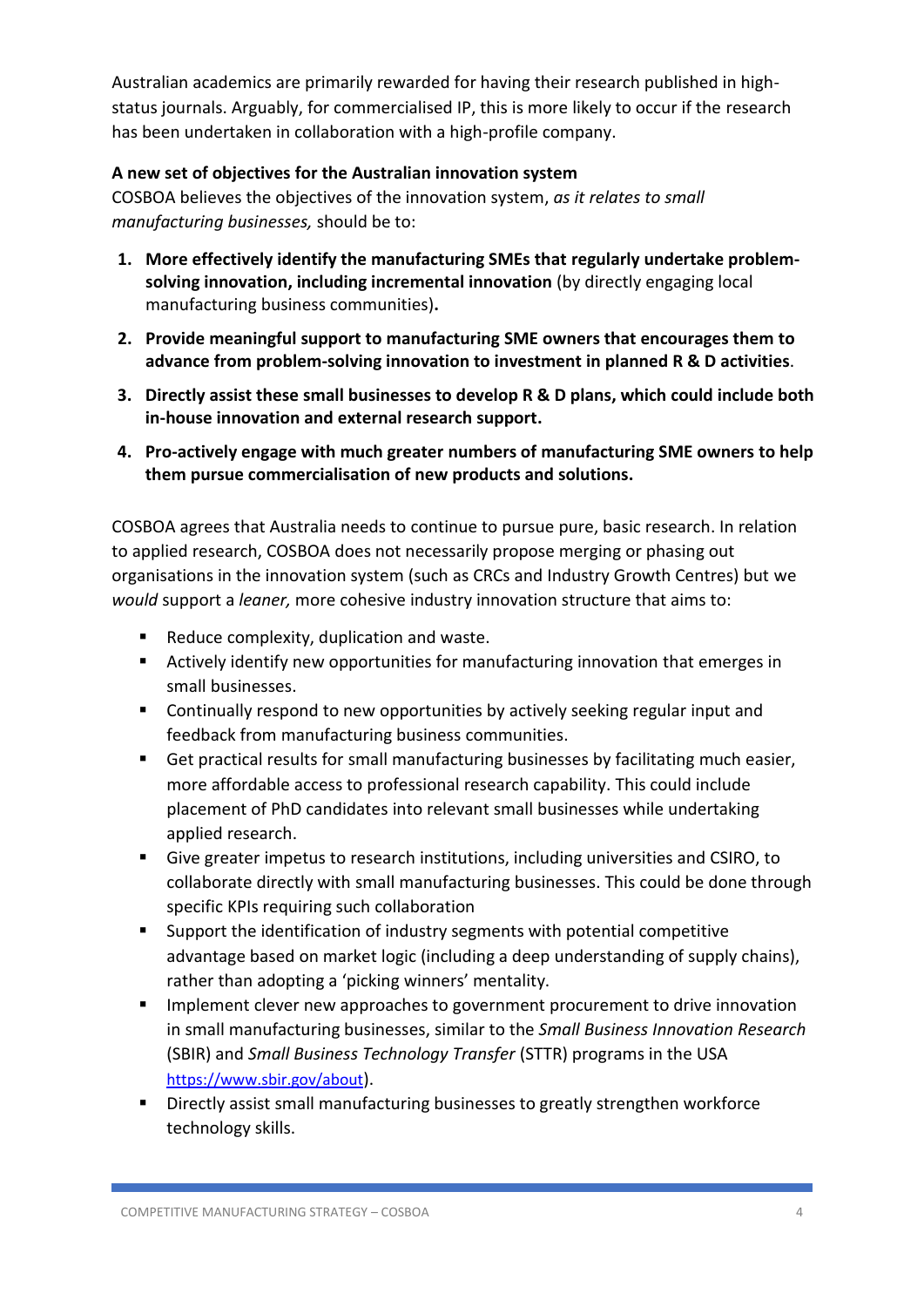Australian academics are primarily rewarded for having their research published in high-status journals. Arguably, for commercialised IP, this is more likely to occur if the research has been undertaken in collaboration with a high-profile company.

**A new set of objectives for the Australian innovation system**

COSBOA believes the objectives of the innovation system, *as it relates to small manufacturing businesses,* should be to:

1. **More effectively identify the manufacturing SMEs that regularly undertake problem-solving innovation, including incremental innovation** (by directly engaging local manufacturing business communities)**.**
2. **Provide meaningful support to manufacturing SME owners that encourages them to advance from problem-solving innovation to investment in planned R & D activities**.
3. **Directly assist these small businesses to develop R & D plans, which could include both in-house innovation and external research support.**
4. **Pro-actively engage with much greater numbers of manufacturing SME owners to help them pursue commercialisation of new products and solutions.**

COSBOA agrees that Australia needs to continue to pursue pure, basic research. In relation to applied research, COSBOA does not necessarily propose merging or phasing out organisations in the innovation system (such as CRCs and Industry Growth Centres) but we *would* support a *leaner,* more cohesive industry innovation structure that aims to:

- Reduce complexity, duplication and waste.
- Actively identify new opportunities for manufacturing innovation that emerges in small businesses.
- Continually respond to new opportunities by actively seeking regular input and feedback from manufacturing business communities.
- Get practical results for small manufacturing businesses by facilitating much easier, more affordable access to professional research capability. This could include placement of PhD candidates into relevant small businesses while undertaking applied research.
- Give greater impetus to research institutions, including universities and CSIRO, to collaborate directly with small manufacturing businesses. This could be done through specific KPIs requiring such collaboration
- Support the identification of industry segments with potential competitive advantage based on market logic (including a deep understanding of supply chains), rather than adopting a 'picking winners' mentality.
- Implement clever new approaches to government procurement to drive innovation in small manufacturing businesses, similar to the *Small Business Innovation Research* (SBIR) and *Small Business Technology Transfer* (STTR) programs in the USA https://www.sbir.gov/about).
- Directly assist small manufacturing businesses to greatly strengthen workforce technology skills.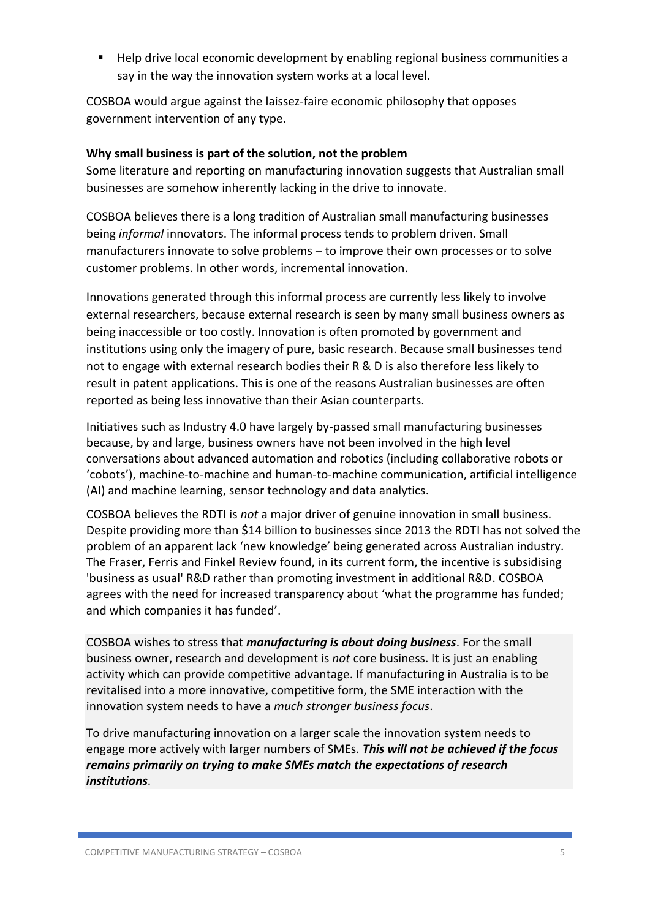- Help drive local economic development by enabling regional business communities a say in the way the innovation system works at a local level.

COSBOA would argue against the laissez-faire economic philosophy that opposes government intervention of any type.

**Why small business is part of the solution, not the problem**

Some literature and reporting on manufacturing innovation suggests that Australian small businesses are somehow inherently lacking in the drive to innovate.

COSBOA believes there is a long tradition of Australian small manufacturing businesses being *informal* innovators. The informal process tends to problem driven. Small manufacturers innovate to solve problems – to improve their own processes or to solve customer problems. In other words, incremental innovation.

Innovations generated through this informal process are currently less likely to involve external researchers, because external research is seen by many small business owners as being inaccessible or too costly. Innovation is often promoted by government and institutions using only the imagery of pure, basic research. Because small businesses tend not to engage with external research bodies their R & D is also therefore less likely to result in patent applications. This is one of the reasons Australian businesses are often reported as being less innovative than their Asian counterparts.

Initiatives such as Industry 4.0 have largely by-passed small manufacturing businesses because, by and large, business owners have not been involved in the high level conversations about advanced automation and robotics (including collaborative robots or 'cobots'), machine-to-machine and human-to-machine communication, artificial intelligence (AI) and machine learning, sensor technology and data analytics.

COSBOA believes the RDTI is *not* a major driver of genuine innovation in small business. Despite providing more than $14 billion to businesses since 2013 the RDTI has not solved the problem of an apparent lack 'new knowledge' being generated across Australian industry. The Fraser, Ferris and Finkel Review found, in its current form, the incentive is subsidising 'business as usual' R&D rather than promoting investment in additional R&D. COSBOA agrees with the need for increased transparency about 'what the programme has funded; and which companies it has funded'.

COSBOA wishes to stress that ***manufacturing is about doing business***. For the small business owner, research and development is *not* core business. It is just an enabling activity which can provide competitive advantage. If manufacturing in Australia is to be revitalised into a more innovative, competitive form, the SME interaction with the innovation system needs to have a *much stronger business focus*.

To drive manufacturing innovation on a larger scale the innovation system needs to engage more actively with larger numbers of SMEs. ***This will not be achieved if the focus remains primarily on trying to make SMEs match the expectations of research institutions***.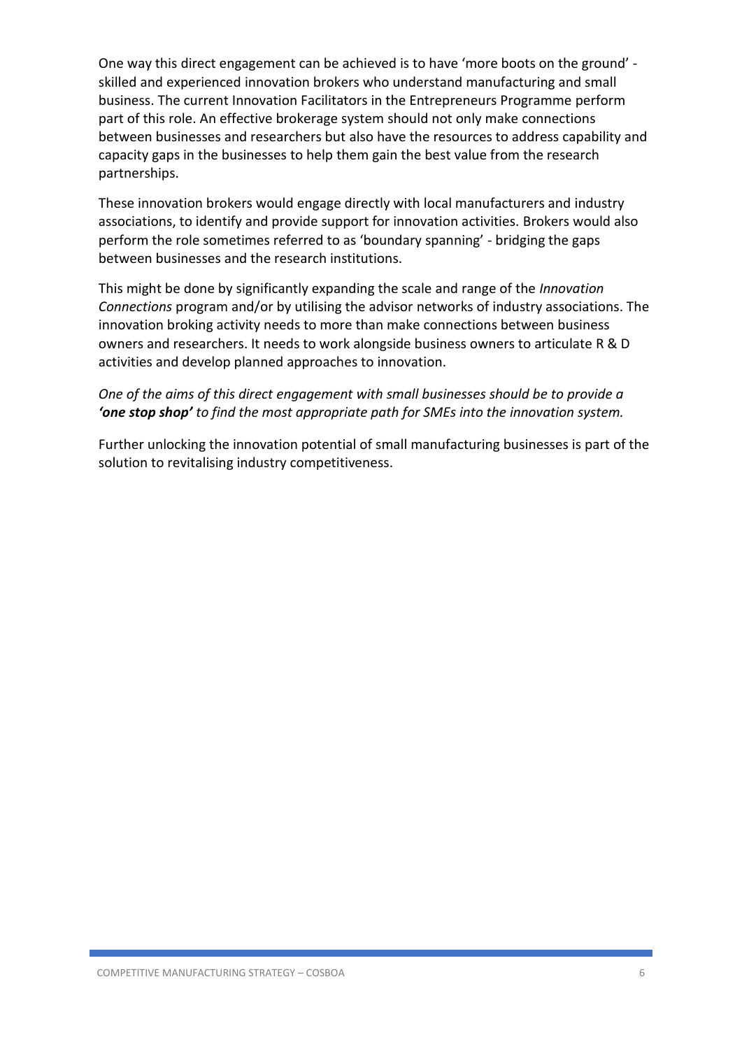One way this direct engagement can be achieved is to have 'more boots on the ground' - skilled and experienced innovation brokers who understand manufacturing and small business. The current Innovation Facilitators in the Entrepreneurs Programme perform part of this role. An effective brokerage system should not only make connections between businesses and researchers but also have the resources to address capability and capacity gaps in the businesses to help them gain the best value from the research partnerships.

These innovation brokers would engage directly with local manufacturers and industry associations, to identify and provide support for innovation activities. Brokers would also perform the role sometimes referred to as 'boundary spanning' - bridging the gaps between businesses and the research institutions.

This might be done by significantly expanding the scale and range of the *Innovation Connections* program and/or by utilising the advisor networks of industry associations. The innovation broking activity needs to more than make connections between business owners and researchers. It needs to work alongside business owners to articulate R & D activities and develop planned approaches to innovation.

*One of the aims of this direct engagement with small businesses should be to provide a **'one stop shop'** to find the most appropriate path for SMEs into the innovation system.*

Further unlocking the innovation potential of small manufacturing businesses is part of the solution to revitalising industry competitiveness.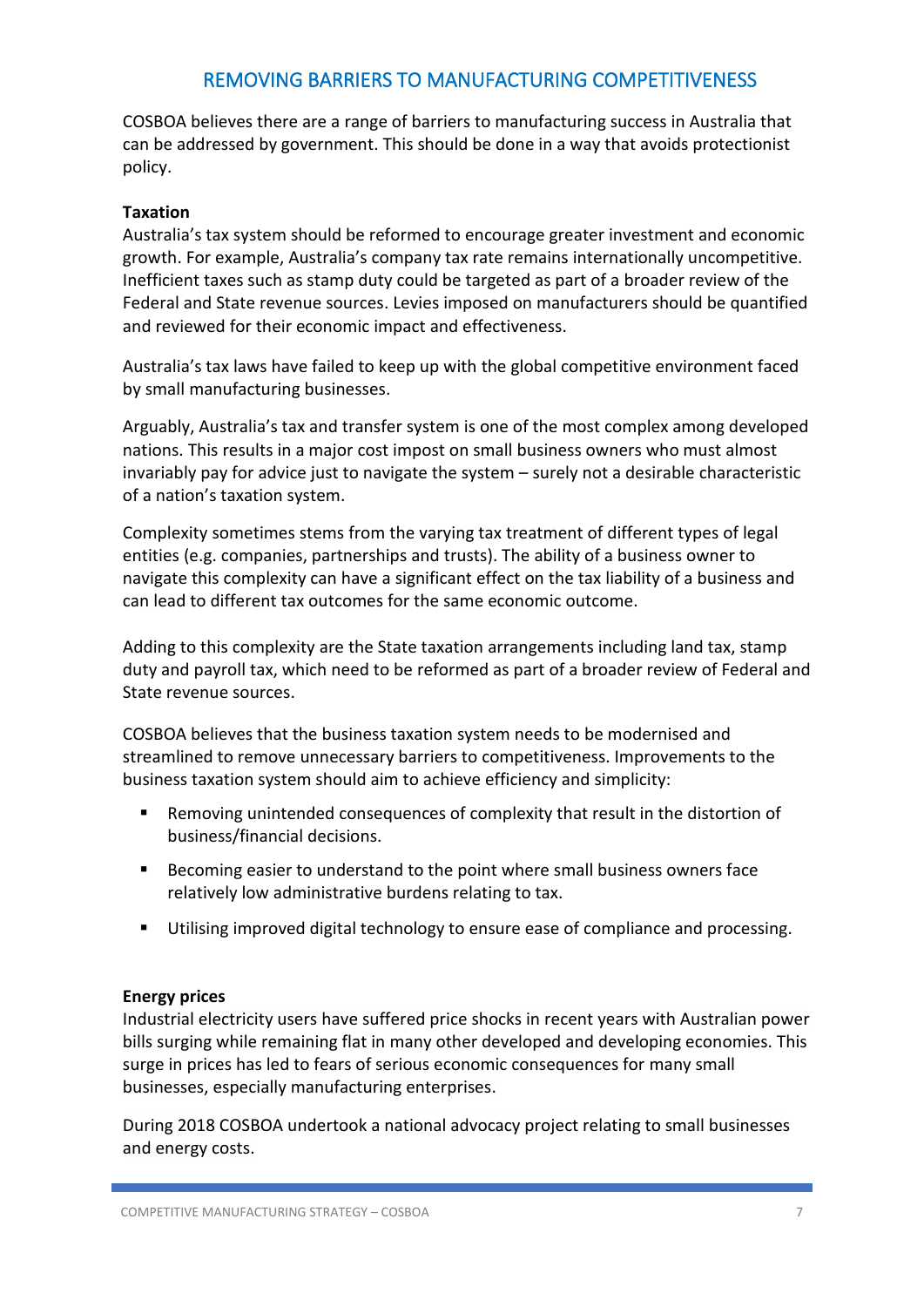## REMOVING BARRIERS TO MANUFACTURING COMPETITIVENESS

COSBOA believes there are a range of barriers to manufacturing success in Australia that can be addressed by government. This should be done in a way that avoids protectionist policy.

**Taxation**

Australia's tax system should be reformed to encourage greater investment and economic growth. For example, Australia's company tax rate remains internationally uncompetitive. Inefficient taxes such as stamp duty could be targeted as part of a broader review of the Federal and State revenue sources. Levies imposed on manufacturers should be quantified and reviewed for their economic impact and effectiveness.

Australia's tax laws have failed to keep up with the global competitive environment faced by small manufacturing businesses.

Arguably, Australia's tax and transfer system is one of the most complex among developed nations. This results in a major cost impost on small business owners who must almost invariably pay for advice just to navigate the system – surely not a desirable characteristic of a nation's taxation system.

Complexity sometimes stems from the varying tax treatment of different types of legal entities (e.g. companies, partnerships and trusts). The ability of a business owner to navigate this complexity can have a significant effect on the tax liability of a business and can lead to different tax outcomes for the same economic outcome.

Adding to this complexity are the State taxation arrangements including land tax, stamp duty and payroll tax, which need to be reformed as part of a broader review of Federal and State revenue sources.

COSBOA believes that the business taxation system needs to be modernised and streamlined to remove unnecessary barriers to competitiveness. Improvements to the business taxation system should aim to achieve efficiency and simplicity:

- Removing unintended consequences of complexity that result in the distortion of business/financial decisions.
- Becoming easier to understand to the point where small business owners face relatively low administrative burdens relating to tax.
- Utilising improved digital technology to ensure ease of compliance and processing.

**Energy prices**

Industrial electricity users have suffered price shocks in recent years with Australian power bills surging while remaining flat in many other developed and developing economies. This surge in prices has led to fears of serious economic consequences for many small businesses, especially manufacturing enterprises.

During 2018 COSBOA undertook a national advocacy project relating to small businesses and energy costs.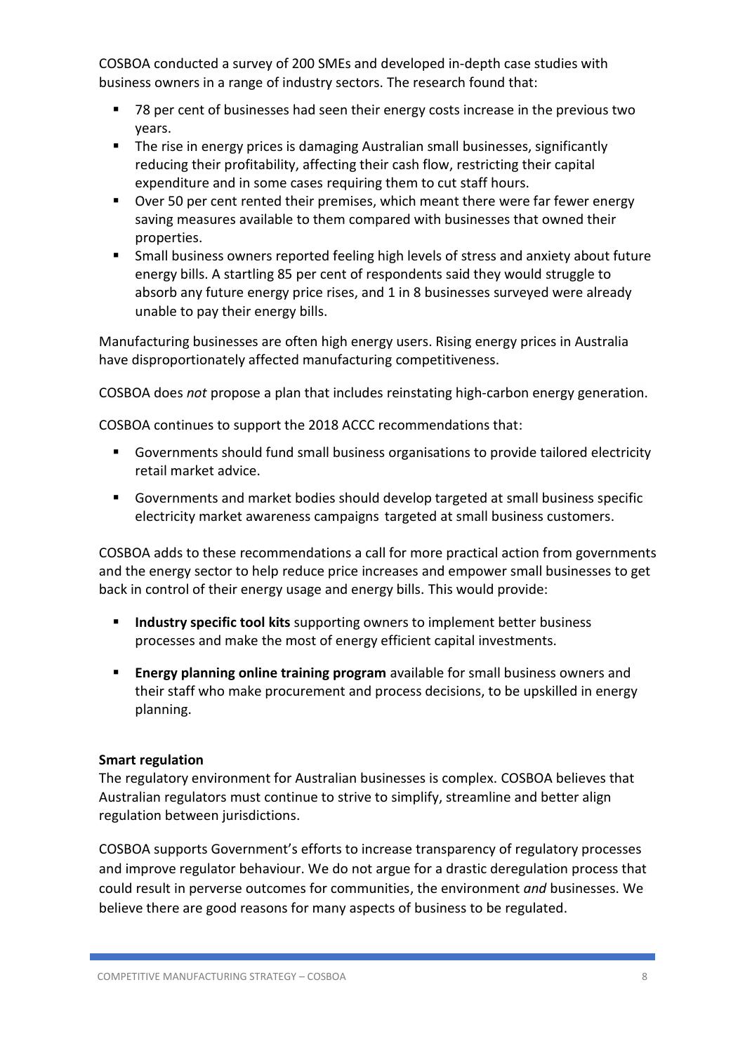COSBOA conducted a survey of 200 SMEs and developed in-depth case studies with business owners in a range of industry sectors. The research found that:

- 78 per cent of businesses had seen their energy costs increase in the previous two years.
- The rise in energy prices is damaging Australian small businesses, significantly reducing their profitability, affecting their cash flow, restricting their capital expenditure and in some cases requiring them to cut staff hours.
- Over 50 per cent rented their premises, which meant there were far fewer energy saving measures available to them compared with businesses that owned their properties.
- Small business owners reported feeling high levels of stress and anxiety about future energy bills. A startling 85 per cent of respondents said they would struggle to absorb any future energy price rises, and 1 in 8 businesses surveyed were already unable to pay their energy bills.

Manufacturing businesses are often high energy users. Rising energy prices in Australia have disproportionately affected manufacturing competitiveness.

COSBOA does *not* propose a plan that includes reinstating high-carbon energy generation.

COSBOA continues to support the 2018 ACCC recommendations that:

- Governments should fund small business organisations to provide tailored electricity retail market advice.
- Governments and market bodies should develop targeted at small business specific electricity market awareness campaigns targeted at small business customers.

COSBOA adds to these recommendations a call for more practical action from governments and the energy sector to help reduce price increases and empower small businesses to get back in control of their energy usage and energy bills. This would provide:

- **Industry specific tool kits** supporting owners to implement better business processes and make the most of energy efficient capital investments.
- **Energy planning online training program** available for small business owners and their staff who make procurement and process decisions, to be upskilled in energy planning.

**Smart regulation**

The regulatory environment for Australian businesses is complex. COSBOA believes that Australian regulators must continue to strive to simplify, streamline and better align regulation between jurisdictions.

COSBOA supports Government's efforts to increase transparency of regulatory processes and improve regulator behaviour. We do not argue for a drastic deregulation process that could result in perverse outcomes for communities, the environment *and* businesses. We believe there are good reasons for many aspects of business to be regulated.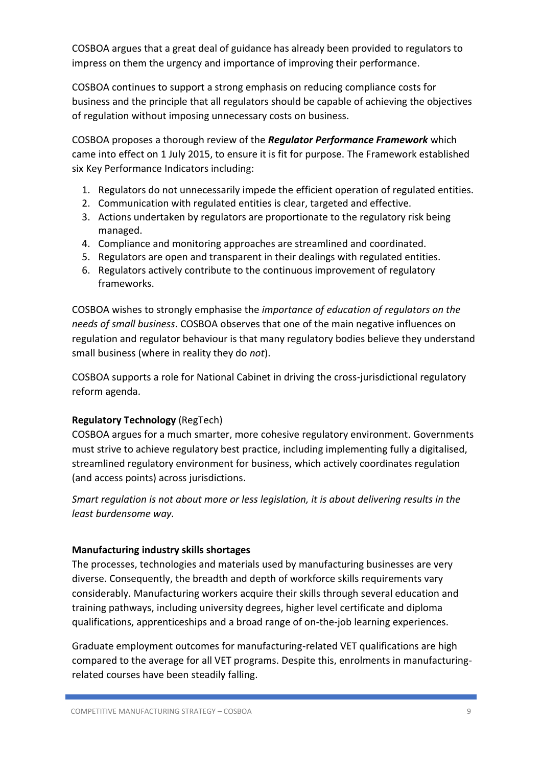COSBOA argues that a great deal of guidance has already been provided to regulators to impress on them the urgency and importance of improving their performance.

COSBOA continues to support a strong emphasis on reducing compliance costs for business and the principle that all regulators should be capable of achieving the objectives of regulation without imposing unnecessary costs on business.

COSBOA proposes a thorough review of the ***Regulator Performance Framework*** which came into effect on 1 July 2015, to ensure it is fit for purpose. The Framework established six Key Performance Indicators including:

1. Regulators do not unnecessarily impede the efficient operation of regulated entities.
2. Communication with regulated entities is clear, targeted and effective.
3. Actions undertaken by regulators are proportionate to the regulatory risk being managed.
4. Compliance and monitoring approaches are streamlined and coordinated.
5. Regulators are open and transparent in their dealings with regulated entities.
6. Regulators actively contribute to the continuous improvement of regulatory frameworks.

COSBOA wishes to strongly emphasise the *importance of education of regulators on the needs of small business*. COSBOA observes that one of the main negative influences on regulation and regulator behaviour is that many regulatory bodies believe they understand small business (where in reality they do *not*).

COSBOA supports a role for National Cabinet in driving the cross-jurisdictional regulatory reform agenda.

**Regulatory Technology** (RegTech)

COSBOA argues for a much smarter, more cohesive regulatory environment. Governments must strive to achieve regulatory best practice, including implementing fully a digitalised, streamlined regulatory environment for business, which actively coordinates regulation (and access points) across jurisdictions.

*Smart regulation is not about more or less legislation, it is about delivering results in the least burdensome way.*

**Manufacturing industry skills shortages**

The processes, technologies and materials used by manufacturing businesses are very diverse. Consequently, the breadth and depth of workforce skills requirements vary considerably. Manufacturing workers acquire their skills through several education and training pathways, including university degrees, higher level certificate and diploma qualifications, apprenticeships and a broad range of on-the-job learning experiences.

Graduate employment outcomes for manufacturing-related VET qualifications are high compared to the average for all VET programs. Despite this, enrolments in manufacturing-related courses have been steadily falling.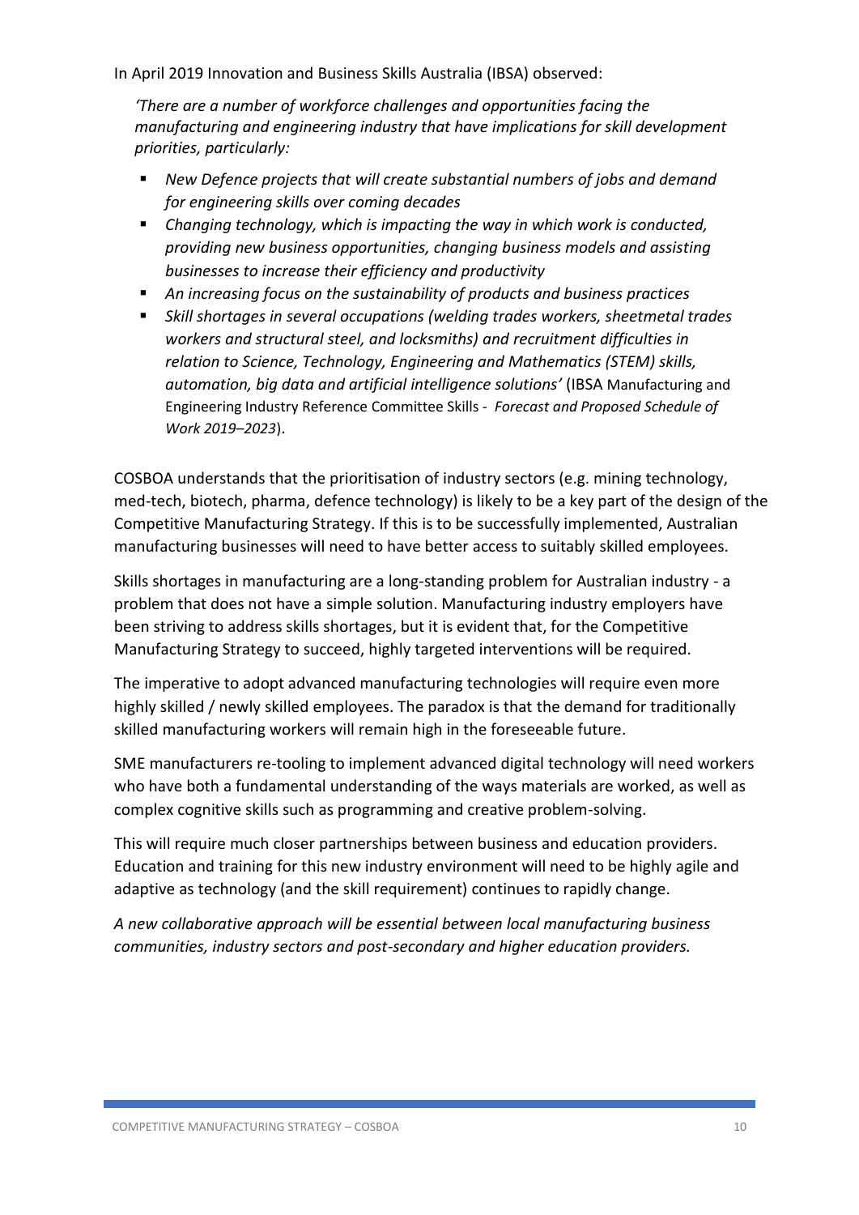In April 2019 Innovation and Business Skills Australia (IBSA) observed:

> *'There are a number of workforce challenges and opportunities facing the manufacturing and engineering industry that have implications for skill development priorities, particularly:*
>
> - *New Defence projects that will create substantial numbers of jobs and demand for engineering skills over coming decades*
> - *Changing technology, which is impacting the way in which work is conducted, providing new business opportunities, changing business models and assisting businesses to increase their efficiency and productivity*
> - *An increasing focus on the sustainability of products and business practices*
> - *Skill shortages in several occupations (welding trades workers, sheetmetal trades workers and structural steel, and locksmiths) and recruitment difficulties in relation to Science, Technology, Engineering and Mathematics (STEM) skills, automation, big data and artificial intelligence solutions'* (IBSA Manufacturing and Engineering Industry Reference Committee Skills - *Forecast and Proposed Schedule of Work 2019–2023*).

COSBOA understands that the prioritisation of industry sectors (e.g. mining technology, med-tech, biotech, pharma, defence technology) is likely to be a key part of the design of the Competitive Manufacturing Strategy. If this is to be successfully implemented, Australian manufacturing businesses will need to have better access to suitably skilled employees.

Skills shortages in manufacturing are a long-standing problem for Australian industry - a problem that does not have a simple solution. Manufacturing industry employers have been striving to address skills shortages, but it is evident that, for the Competitive Manufacturing Strategy to succeed, highly targeted interventions will be required.

The imperative to adopt advanced manufacturing technologies will require even more highly skilled / newly skilled employees. The paradox is that the demand for traditionally skilled manufacturing workers will remain high in the foreseeable future.

SME manufacturers re-tooling to implement advanced digital technology will need workers who have both a fundamental understanding of the ways materials are worked, as well as complex cognitive skills such as programming and creative problem-solving.

This will require much closer partnerships between business and education providers. Education and training for this new industry environment will need to be highly agile and adaptive as technology (and the skill requirement) continues to rapidly change.

*A new collaborative approach will be essential between local manufacturing business communities, industry sectors and post-secondary and higher education providers.*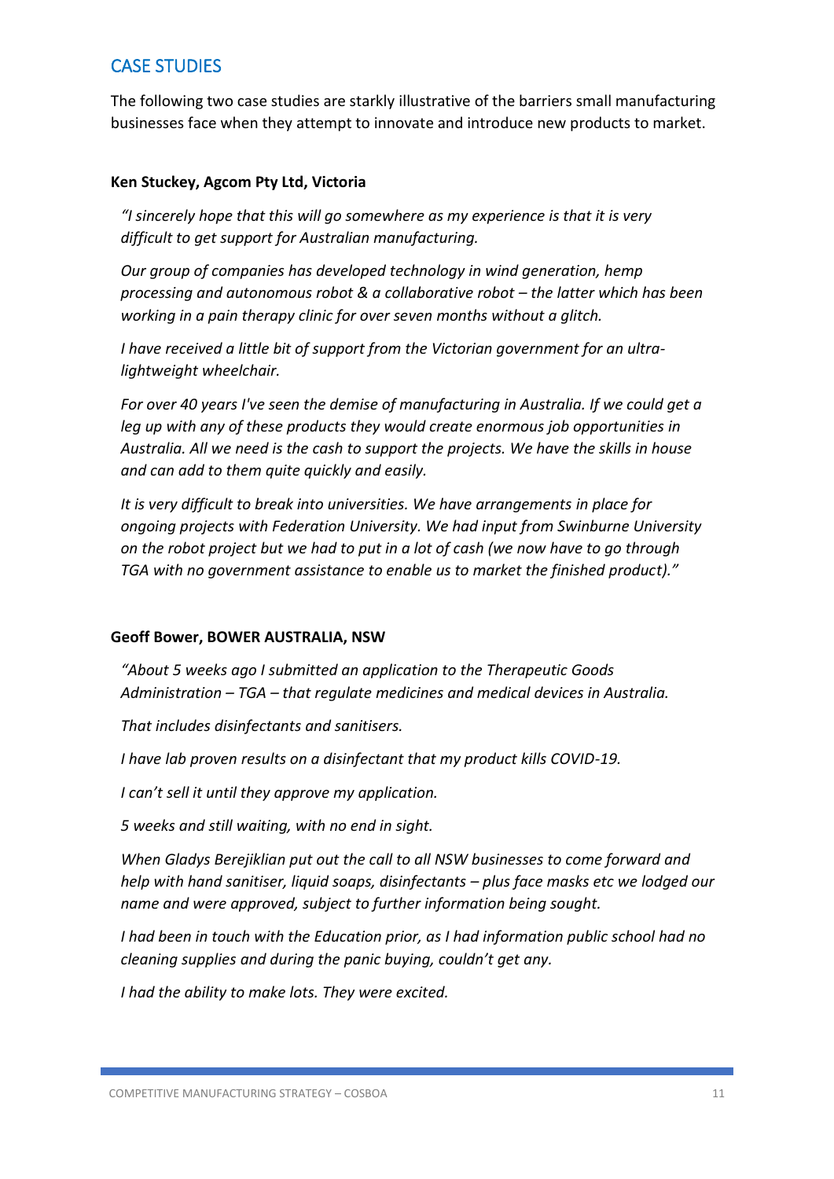## CASE STUDIES

The following two case studies are starkly illustrative of the barriers small manufacturing businesses face when they attempt to innovate and introduce new products to market.

**Ken Stuckey, Agcom Pty Ltd, Victoria**

> *"I sincerely hope that this will go somewhere as my experience is that it is very difficult to get support for Australian manufacturing.*
>
> *Our group of companies has developed technology in wind generation, hemp processing and autonomous robot & a collaborative robot – the latter which has been working in a pain therapy clinic for over seven months without a glitch.*
>
> *I have received a little bit of support from the Victorian government for an ultra-lightweight wheelchair.*
>
> *For over 40 years I've seen the demise of manufacturing in Australia. If we could get a leg up with any of these products they would create enormous job opportunities in Australia. All we need is the cash to support the projects. We have the skills in house and can add to them quite quickly and easily.*
>
> *It is very difficult to break into universities. We have arrangements in place for ongoing projects with Federation University. We had input from Swinburne University on the robot project but we had to put in a lot of cash (we now have to go through TGA with no government assistance to enable us to market the finished product)."*

**Geoff Bower, BOWER AUSTRALIA, NSW**

> *"About 5 weeks ago I submitted an application to the Therapeutic Goods Administration – TGA – that regulate medicines and medical devices in Australia.*
>
> *That includes disinfectants and sanitisers.*
>
> *I have lab proven results on a disinfectant that my product kills COVID-19.*
>
> *I can't sell it until they approve my application.*
>
> *5 weeks and still waiting, with no end in sight.*
>
> *When Gladys Berejiklian put out the call to all NSW businesses to come forward and help with hand sanitiser, liquid soaps, disinfectants – plus face masks etc we lodged our name and were approved, subject to further information being sought.*
>
> *I had been in touch with the Education prior, as I had information public school had no cleaning supplies and during the panic buying, couldn't get any.*
>
> *I had the ability to make lots. They were excited.*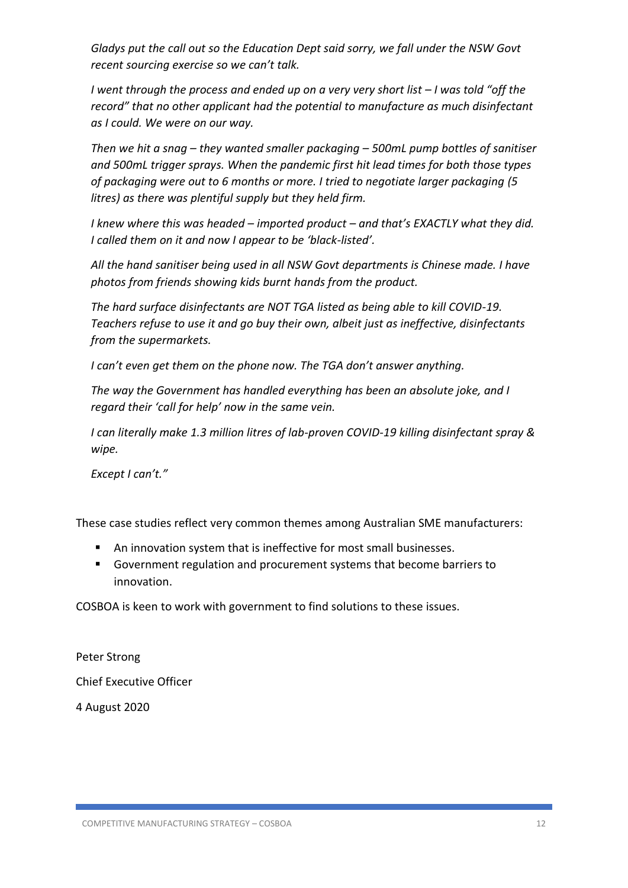*Gladys put the call out so the Education Dept said sorry, we fall under the NSW Govt recent sourcing exercise so we can't talk.*

*I went through the process and ended up on a very very short list – I was told "off the record" that no other applicant had the potential to manufacture as much disinfectant as I could. We were on our way.*

*Then we hit a snag – they wanted smaller packaging – 500mL pump bottles of sanitiser and 500mL trigger sprays. When the pandemic first hit lead times for both those types of packaging were out to 6 months or more. I tried to negotiate larger packaging (5 litres) as there was plentiful supply but they held firm.*

*I knew where this was headed – imported product – and that's EXACTLY what they did. I called them on it and now I appear to be 'black-listed'.*

*All the hand sanitiser being used in all NSW Govt departments is Chinese made. I have photos from friends showing kids burnt hands from the product.*

*The hard surface disinfectants are NOT TGA listed as being able to kill COVID-19. Teachers refuse to use it and go buy their own, albeit just as ineffective, disinfectants from the supermarkets.*

*I can't even get them on the phone now. The TGA don't answer anything.*

*The way the Government has handled everything has been an absolute joke, and I regard their 'call for help' now in the same vein.*

*I can literally make 1.3 million litres of lab-proven COVID-19 killing disinfectant spray & wipe.*

*Except I can't."*

These case studies reflect very common themes among Australian SME manufacturers:

- An innovation system that is ineffective for most small businesses.
- Government regulation and procurement systems that become barriers to innovation.

COSBOA is keen to work with government to find solutions to these issues.

Peter Strong

Chief Executive Officer

4 August 2020